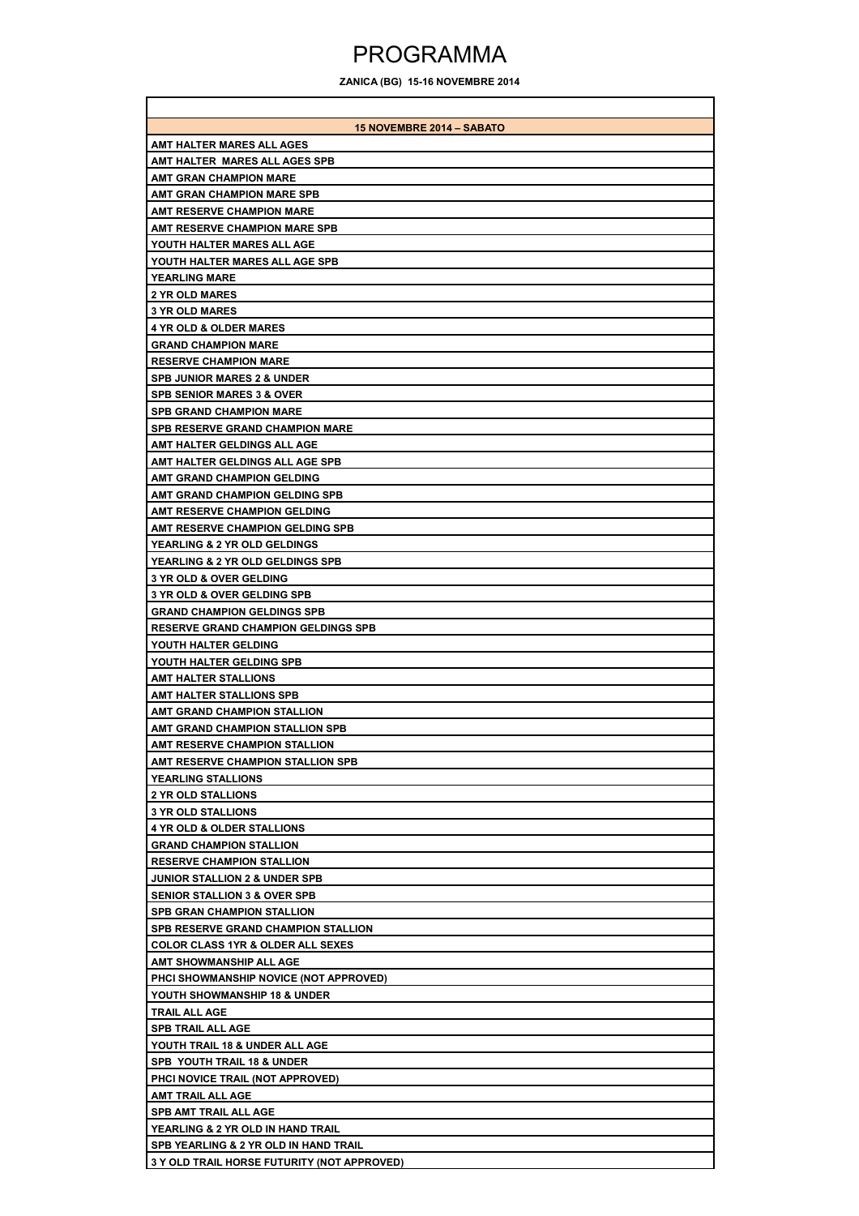# PROGRAMMA

**ZANICA (BG) 15-16 NOVEMBRE 2014**

| 15 NOVEMBRE 2014 – SABATO |
|---|
| AMT HALTER MARES ALL AGES |
| AMT HALTER MARES ALL AGES SPB |
| AMT GRAN CHAMPION MARE |
| AMT GRAN CHAMPION MARE SPB |
| AMT RESERVE CHAMPION MARE |
| AMT RESERVE CHAMPION MARE SPB |
| YOUTH HALTER MARES ALL AGE |
| YOUTH HALTER MARES ALL AGE SPB |
| YEARLING MARE |
| 2 YR OLD MARES |
| 3 YR OLD MARES |
| 4 YR OLD & OLDER MARES |
| GRAND CHAMPION MARE |
| RESERVE CHAMPION MARE |
| SPB JUNIOR MARES 2 & UNDER |
| SPB SENIOR MARES 3 & OVER |
| SPB GRAND CHAMPION MARE |
| SPB RESERVE GRAND CHAMPION MARE |
| AMT HALTER GELDINGS ALL AGE |
| AMT HALTER GELDINGS ALL AGE SPB |
| AMT GRAND CHAMPION GELDING |
| AMT GRAND CHAMPION GELDING SPB |
| AMT RESERVE CHAMPION GELDING |
| AMT RESERVE CHAMPION GELDING SPB |
| YEARLING & 2 YR OLD GELDINGS |
| YEARLING & 2 YR OLD GELDINGS SPB |
| 3 YR OLD & OVER GELDING |
| 3 YR OLD & OVER GELDING SPB |
| GRAND CHAMPION GELDINGS SPB |
| RESERVE GRAND CHAMPION GELDINGS SPB |
| YOUTH HALTER GELDING |
| YOUTH HALTER GELDING SPB |
| AMT HALTER STALLIONS |
| AMT HALTER STALLIONS SPB |
| AMT GRAND CHAMPION STALLION |
| AMT GRAND CHAMPION STALLION SPB |
| AMT RESERVE CHAMPION STALLION |
| AMT RESERVE CHAMPION STALLION SPB |
| YEARLING STALLIONS |
| 2 YR OLD STALLIONS |
| 3 YR OLD STALLIONS |
| 4 YR OLD & OLDER STALLIONS |
| GRAND CHAMPION STALLION |
| RESERVE CHAMPION STALLION |
| JUNIOR STALLION 2 & UNDER SPB |
| SENIOR STALLION 3 & OVER SPB |
| SPB GRAN CHAMPION STALLION |
| SPB RESERVE GRAND CHAMPION STALLION |
| COLOR CLASS 1YR & OLDER ALL SEXES |
| AMT SHOWMANSHIP ALL AGE |
| PHCI SHOWMANSHIP NOVICE (NOT APPROVED) |
| YOUTH SHOWMANSHIP 18 & UNDER |
| TRAIL ALL AGE |
| SPB TRAIL ALL AGE |
| YOUTH TRAIL 18 & UNDER ALL AGE |
| SPB YOUTH TRAIL 18 & UNDER |
| PHCI NOVICE TRAIL (NOT APPROVED) |
| AMT TRAIL ALL AGE |
| SPB AMT TRAIL ALL AGE |
| YEARLING & 2 YR OLD IN HAND TRAIL |
| SPB YEARLING & 2 YR OLD IN HAND TRAIL |
| 3 Y OLD TRAIL HORSE FUTURITY (NOT APPROVED) |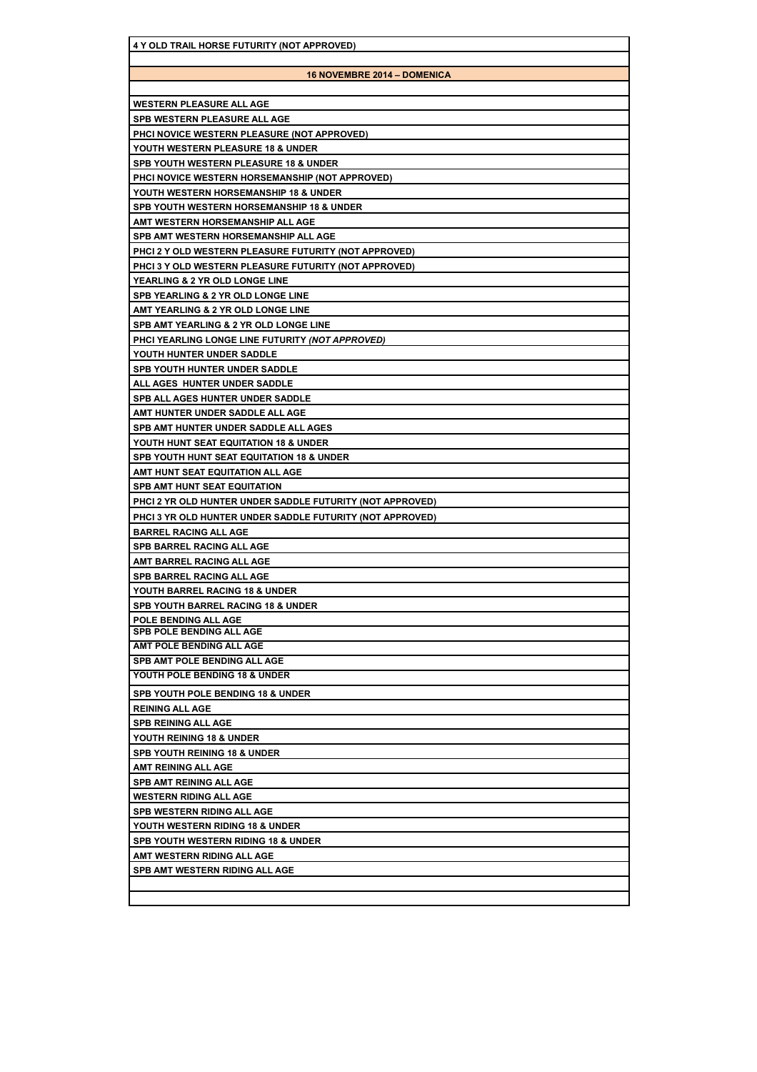| |
|---|
| **4 Y OLD TRAIL HORSE FUTURITY (NOT APPROVED)** |
| |
| **16 NOVEMBRE 2014 – DOMENICA** |
| |
| **WESTERN PLEASURE ALL AGE** |
| **SPB WESTERN PLEASURE ALL AGE** |
| **PHCI NOVICE WESTERN PLEASURE (NOT APPROVED)** |
| **YOUTH WESTERN PLEASURE 18 & UNDER** |
| **SPB YOUTH WESTERN PLEASURE 18 & UNDER** |
| **PHCI NOVICE WESTERN HORSEMANSHIP (NOT APPROVED)** |
| **YOUTH WESTERN HORSEMANSHIP 18 & UNDER** |
| **SPB YOUTH WESTERN HORSEMANSHIP 18 & UNDER** |
| **AMT WESTERN HORSEMANSHIP ALL AGE** |
| **SPB AMT WESTERN HORSEMANSHIP ALL AGE** |
| **PHCI 2 Y OLD WESTERN PLEASURE FUTURITY (NOT APPROVED)** |
| **PHCI 3 Y OLD WESTERN PLEASURE FUTURITY (NOT APPROVED)** |
| **YEARLING & 2 YR OLD LONGE LINE** |
| **SPB YEARLING & 2 YR OLD LONGE LINE** |
| **AMT YEARLING & 2 YR OLD LONGE LINE** |
| **SPB AMT YEARLING & 2 YR OLD LONGE LINE** |
| **PHCI YEARLING LONGE LINE FUTURITY *(NOT APPROVED)*** |
| **YOUTH HUNTER UNDER SADDLE** |
| **SPB YOUTH HUNTER UNDER SADDLE** |
| **ALL AGES HUNTER UNDER SADDLE** |
| **SPB ALL AGES HUNTER UNDER SADDLE** |
| **AMT HUNTER UNDER SADDLE ALL AGE** |
| **SPB AMT HUNTER UNDER SADDLE ALL AGES** |
| **YOUTH HUNT SEAT EQUITATION 18 & UNDER** |
| **SPB YOUTH HUNT SEAT EQUITATION 18 & UNDER** |
| **AMT HUNT SEAT EQUITATION ALL AGE** |
| **SPB AMT HUNT SEAT EQUITATION** |
| **PHCI 2 YR OLD HUNTER UNDER SADDLE FUTURITY (NOT APPROVED)** |
| **PHCI 3 YR OLD HUNTER UNDER SADDLE FUTURITY (NOT APPROVED)** |
| **BARREL RACING ALL AGE** |
| **SPB BARREL RACING ALL AGE** |
| **AMT BARREL RACING ALL AGE** |
| **SPB BARREL RACING ALL AGE** |
| **YOUTH BARREL RACING 18 & UNDER** |
| **SPB YOUTH BARREL RACING 18 & UNDER** |
| **POLE BENDING ALL AGE** |
| **SPB POLE BENDING ALL AGE** |
| **AMT POLE BENDING ALL AGE** |
| **SPB AMT POLE BENDING ALL AGE** |
| **YOUTH POLE BENDING 18 & UNDER** |
| **SPB YOUTH POLE BENDING 18 & UNDER** |
| **REINING ALL AGE** |
| **SPB REINING ALL AGE** |
| **YOUTH REINING 18 & UNDER** |
| **SPB YOUTH REINING 18 & UNDER** |
| **AMT REINING ALL AGE** |
| **SPB AMT REINING ALL AGE** |
| **WESTERN RIDING ALL AGE** |
| **SPB WESTERN RIDING ALL AGE** |
| **YOUTH WESTERN RIDING 18 & UNDER** |
| **SPB YOUTH WESTERN RIDING 18 & UNDER** |
| **AMT WESTERN RIDING ALL AGE** |
| **SPB AMT WESTERN RIDING ALL AGE** |
| |
| |